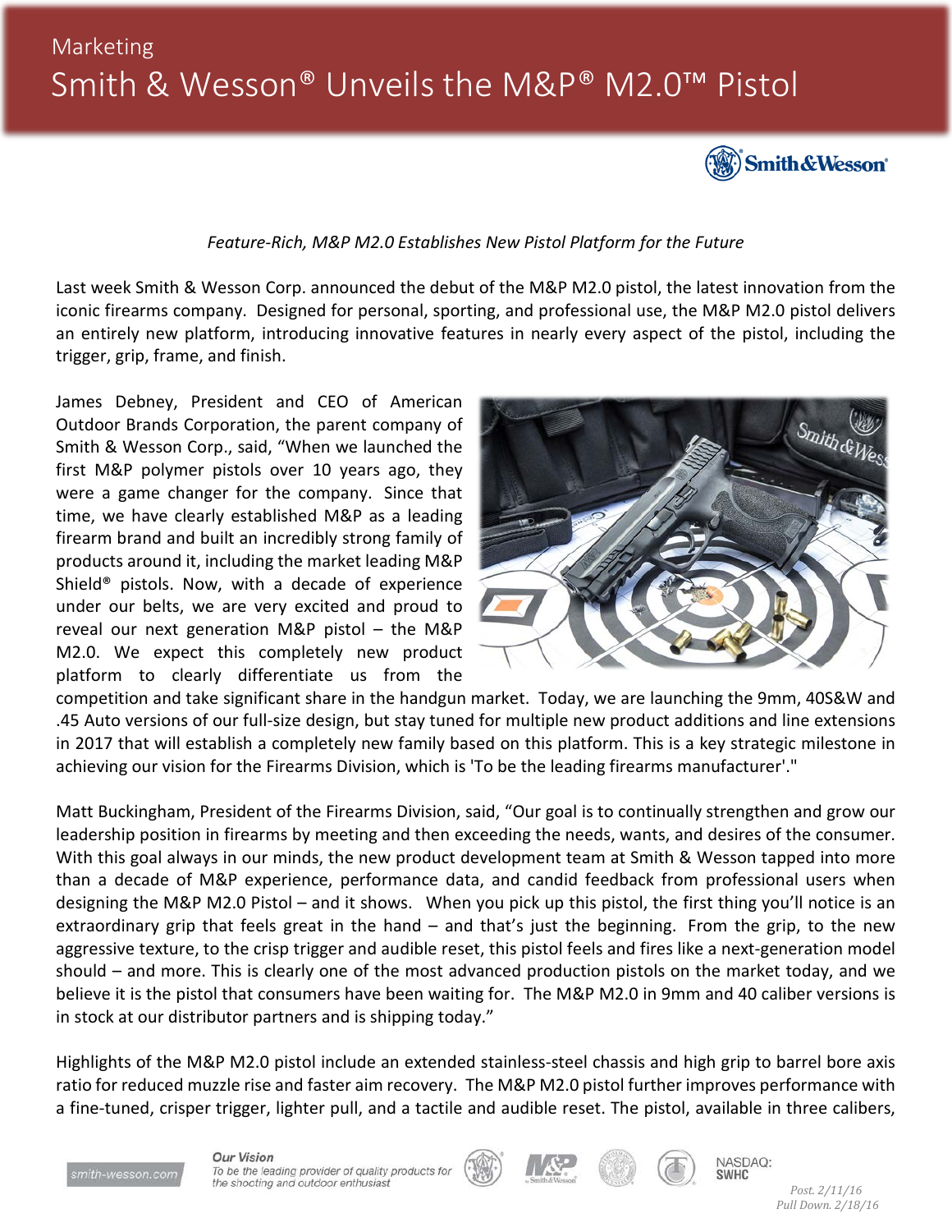Marketing

# Smith & Wesson® Unveils the M&P® M2.0™ Pistol

*Feature-Rich, M&P M2.0 Establishes New Pistol Platform for the Future*

Last week Smith & Wesson Corp. announced the debut of the M&P M2.0 pistol, the latest innovation from the iconic firearms company. Designed for personal, sporting, and professional use, the M&P M2.0 pistol delivers an entirely new platform, introducing innovative features in nearly every aspect of the pistol, including the trigger, grip, frame, and finish.

James Debney, President and CEO of American Outdoor Brands Corporation, the parent company of Smith & Wesson Corp., said, "When we launched the first M&P polymer pistols over 10 years ago, they were a game changer for the company. Since that time, we have clearly established M&P as a leading firearm brand and built an incredibly strong family of products around it, including the market leading M&P Shield® pistols. Now, with a decade of experience under our belts, we are very excited and proud to reveal our next generation M&P pistol – the M&P M2.0. We expect this completely new product platform to clearly differentiate us from the competition and take significant share in the handgun market. Today, we are launching the 9mm, 40S&W and .45 Auto versions of our full-size design, but stay tuned for multiple new product additions and line extensions in 2017 that will establish a completely new family based on this platform. This is a key strategic milestone in achieving our vision for the Firearms Division, which is 'To be the leading firearms manufacturer'."

Matt Buckingham, President of the Firearms Division, said, "Our goal is to continually strengthen and grow our leadership position in firearms by meeting and then exceeding the needs, wants, and desires of the consumer. With this goal always in our minds, the new product development team at Smith & Wesson tapped into more than a decade of M&P experience, performance data, and candid feedback from professional users when designing the M&P M2.0 Pistol – and it shows. When you pick up this pistol, the first thing you'll notice is an extraordinary grip that feels great in the hand – and that's just the beginning. From the grip, to the new aggressive texture, to the crisp trigger and audible reset, this pistol feels and fires like a next-generation model should – and more. This is clearly one of the most advanced production pistols on the market today, and we believe it is the pistol that consumers have been waiting for. The M&P M2.0 in 9mm and 40 caliber versions is in stock at our distributor partners and is shipping today."

Highlights of the M&P M2.0 pistol include an extended stainless-steel chassis and high grip to barrel bore axis ratio for reduced muzzle rise and faster aim recovery. The M&P M2.0 pistol further improves performance with a fine-tuned, crisper trigger, lighter pull, and a tactile and audible reset. The pistol, available in three calibers,

smith-wesson.com

*Our Vision*
*To be the leading provider of quality products for the shooting and outdoor enthusiast*

NASDAQ: SWHC

*Post. 2/11/16*
*Pull Down. 2/18/16*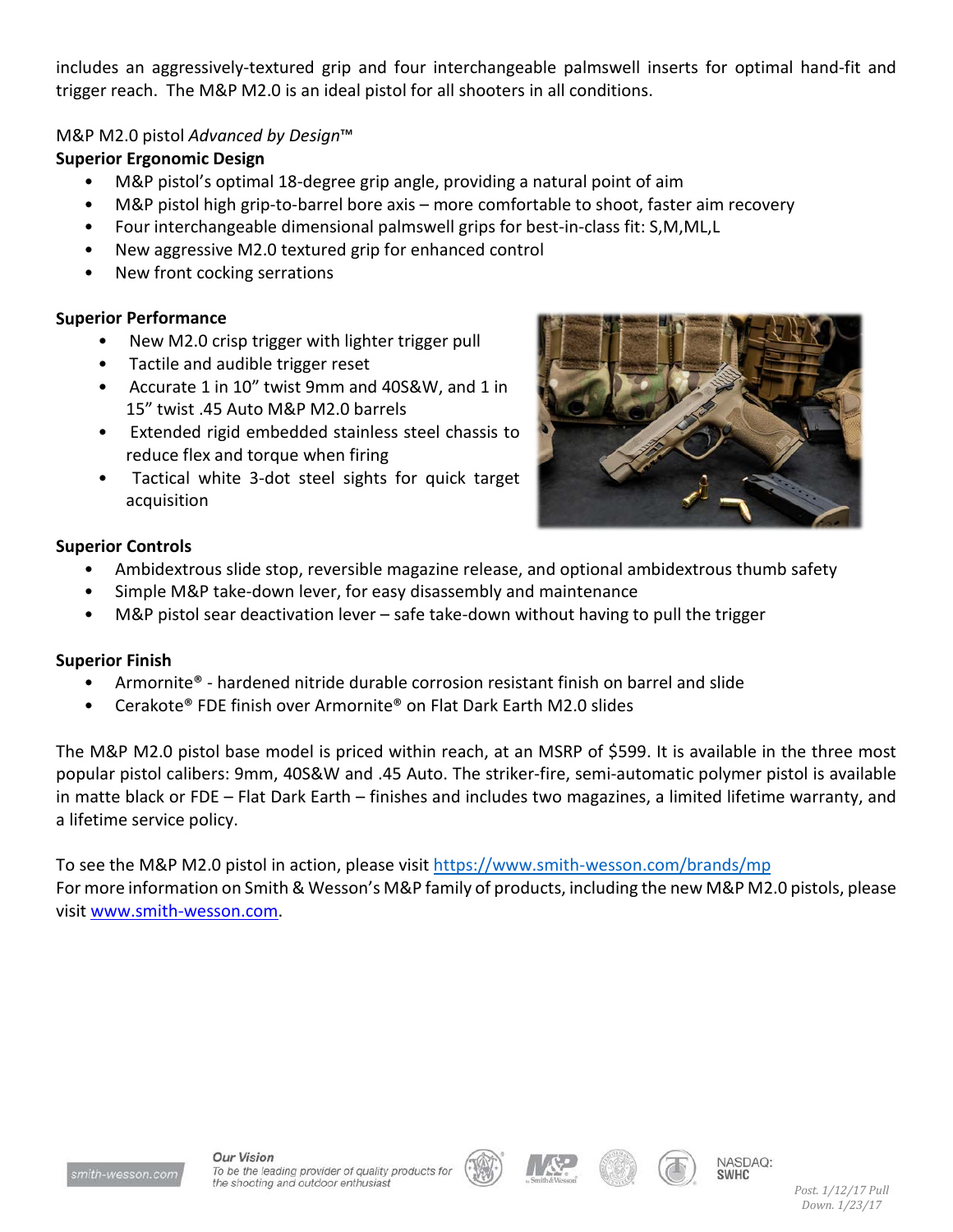includes an aggressively-textured grip and four interchangeable palmswell inserts for optimal hand-fit and trigger reach. The M&P M2.0 is an ideal pistol for all shooters in all conditions.

M&P M2.0 pistol *Advanced by Design*™

**Superior Ergonomic Design**

- M&P pistol's optimal 18-degree grip angle, providing a natural point of aim
- M&P pistol high grip-to-barrel bore axis – more comfortable to shoot, faster aim recovery
- Four interchangeable dimensional palmswell grips for best-in-class fit: S,M,ML,L
- New aggressive M2.0 textured grip for enhanced control
- New front cocking serrations

**Superior Performance**

- New M2.0 crisp trigger with lighter trigger pull
- Tactile and audible trigger reset
- Accurate 1 in 10" twist 9mm and 40S&W, and 1 in 15" twist .45 Auto M&P M2.0 barrels
- Extended rigid embedded stainless steel chassis to reduce flex and torque when firing
- Tactical white 3-dot steel sights for quick target acquisition

**Superior Controls**

- Ambidextrous slide stop, reversible magazine release, and optional ambidextrous thumb safety
- Simple M&P take-down lever, for easy disassembly and maintenance
- M&P pistol sear deactivation lever – safe take-down without having to pull the trigger

**Superior Finish**

- Armornite® - hardened nitride durable corrosion resistant finish on barrel and slide
- Cerakote® FDE finish over Armornite® on Flat Dark Earth M2.0 slides

The M&P M2.0 pistol base model is priced within reach, at an MSRP of $599. It is available in the three most popular pistol calibers: 9mm, 40S&W and .45 Auto. The striker-fire, semi-automatic polymer pistol is available in matte black or FDE – Flat Dark Earth – finishes and includes two magazines, a limited lifetime warranty, and a lifetime service policy.

To see the M&P M2.0 pistol in action, please visit https://www.smith-wesson.com/brands/mp
For more information on Smith & Wesson's M&P family of products, including the new M&P M2.0 pistols, please visit www.smith-wesson.com.

smith-wesson.com

***Our Vision***
*To be the leading provider of quality products for the shooting and outdoor enthusiast*

NASDAQ: **SWHC**

*Post. 1/12/17 Pull Down. 1/23/17*